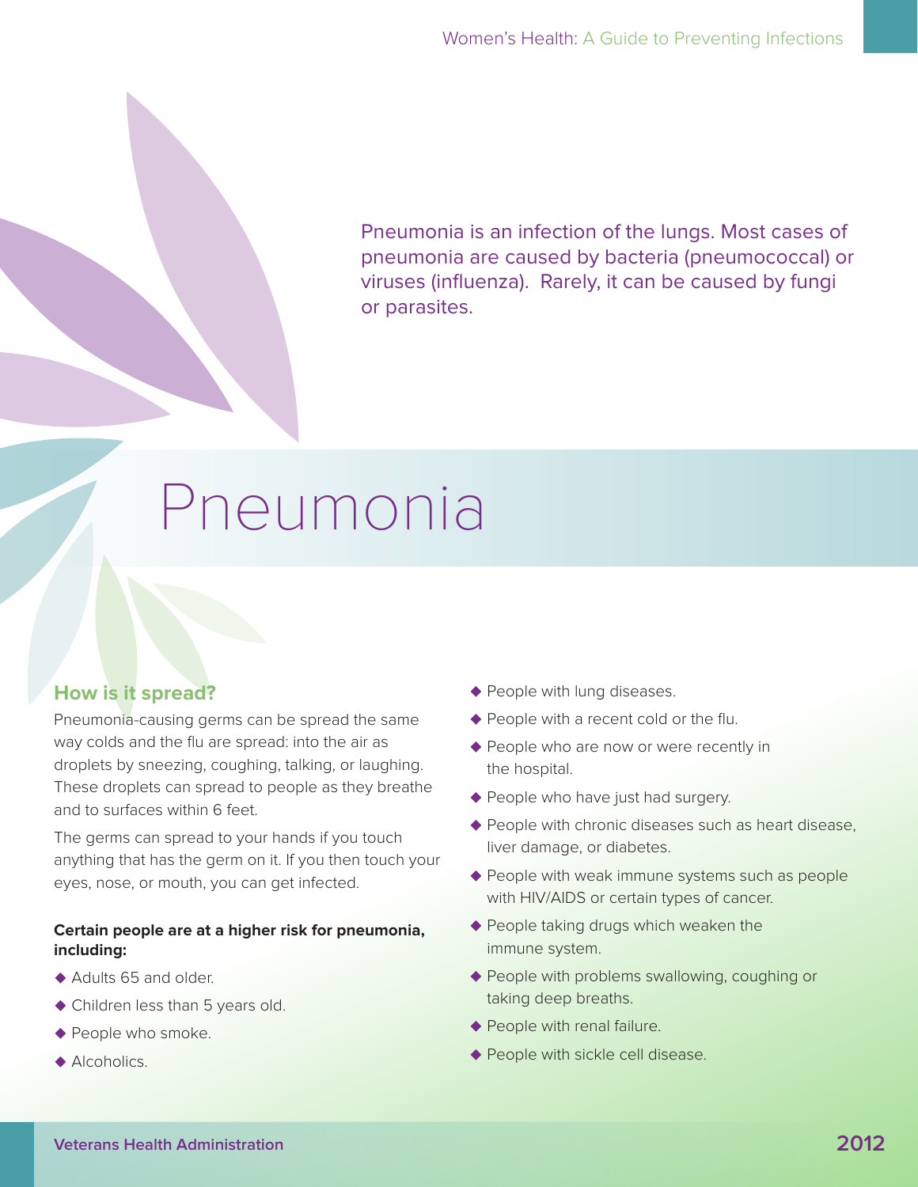Pneumonia is an infection of the lungs. Most cases of pneumonia are caused by bacteria (pneumococcal) or viruses (influenza). Rarely, it can be caused by fungi or parasites.

# Pneumonia

## How is it spread?

Pneumonia-causing germs can be spread the same way colds and the flu are spread: into the air as droplets by sneezing, coughing, talking, or laughing. These droplets can spread to people as they breathe and to surfaces within 6 feet.

The germs can spread to your hands if you touch anything that has the germ on it. If you then touch your eyes, nose, or mouth, you can get infected.

**Certain people are at a higher risk for pneumonia, including:**

- Adults 65 and older.
- Children less than 5 years old.
- People who smoke.
- Alcoholics.
- People with lung diseases.
- People with a recent cold or the flu.
- People who are now or were recently in the hospital.
- People who have just had surgery.
- People with chronic diseases such as heart disease, liver damage, or diabetes.
- People with weak immune systems such as people with HIV/AIDS or certain types of cancer.
- People taking drugs which weaken the immune system.
- People with problems swallowing, coughing or taking deep breaths.
- People with renal failure.
- People with sickle cell disease.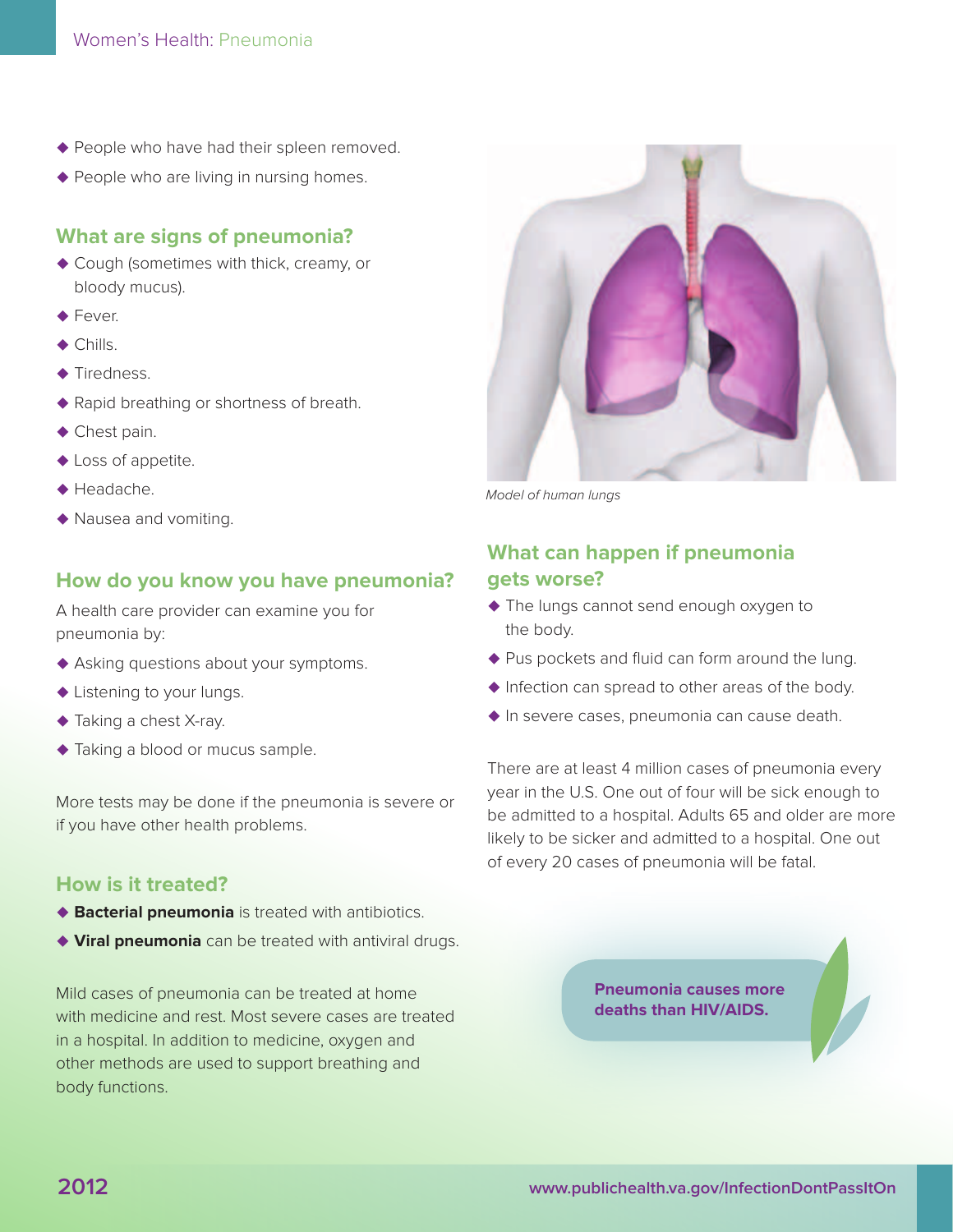- People who have had their spleen removed.
- People who are living in nursing homes.

## What are signs of pneumonia?

- Cough (sometimes with thick, creamy, or bloody mucus).
- Fever.
- Chills.
- Tiredness.
- Rapid breathing or shortness of breath.
- Chest pain.
- Loss of appetite.
- Headache.
- Nausea and vomiting.

## How do you know you have pneumonia?

A health care provider can examine you for pneumonia by:

- Asking questions about your symptoms.
- Listening to your lungs.
- Taking a chest X-ray.
- Taking a blood or mucus sample.

More tests may be done if the pneumonia is severe or if you have other health problems.

## How is it treated?

- **Bacterial pneumonia** is treated with antibiotics.
- **Viral pneumonia** can be treated with antiviral drugs.

Mild cases of pneumonia can be treated at home with medicine and rest. Most severe cases are treated in a hospital. In addition to medicine, oxygen and other methods are used to support breathing and body functions.

*Model of human lungs*

## What can happen if pneumonia gets worse?

- The lungs cannot send enough oxygen to the body.
- Pus pockets and fluid can form around the lung.
- Infection can spread to other areas of the body.
- In severe cases, pneumonia can cause death.

There are at least 4 million cases of pneumonia every year in the U.S. One out of four will be sick enough to be admitted to a hospital. Adults 65 and older are more likely to be sicker and admitted to a hospital. One out of every 20 cases of pneumonia will be fatal.

**Pneumonia causes more deaths than HIV/AIDS.**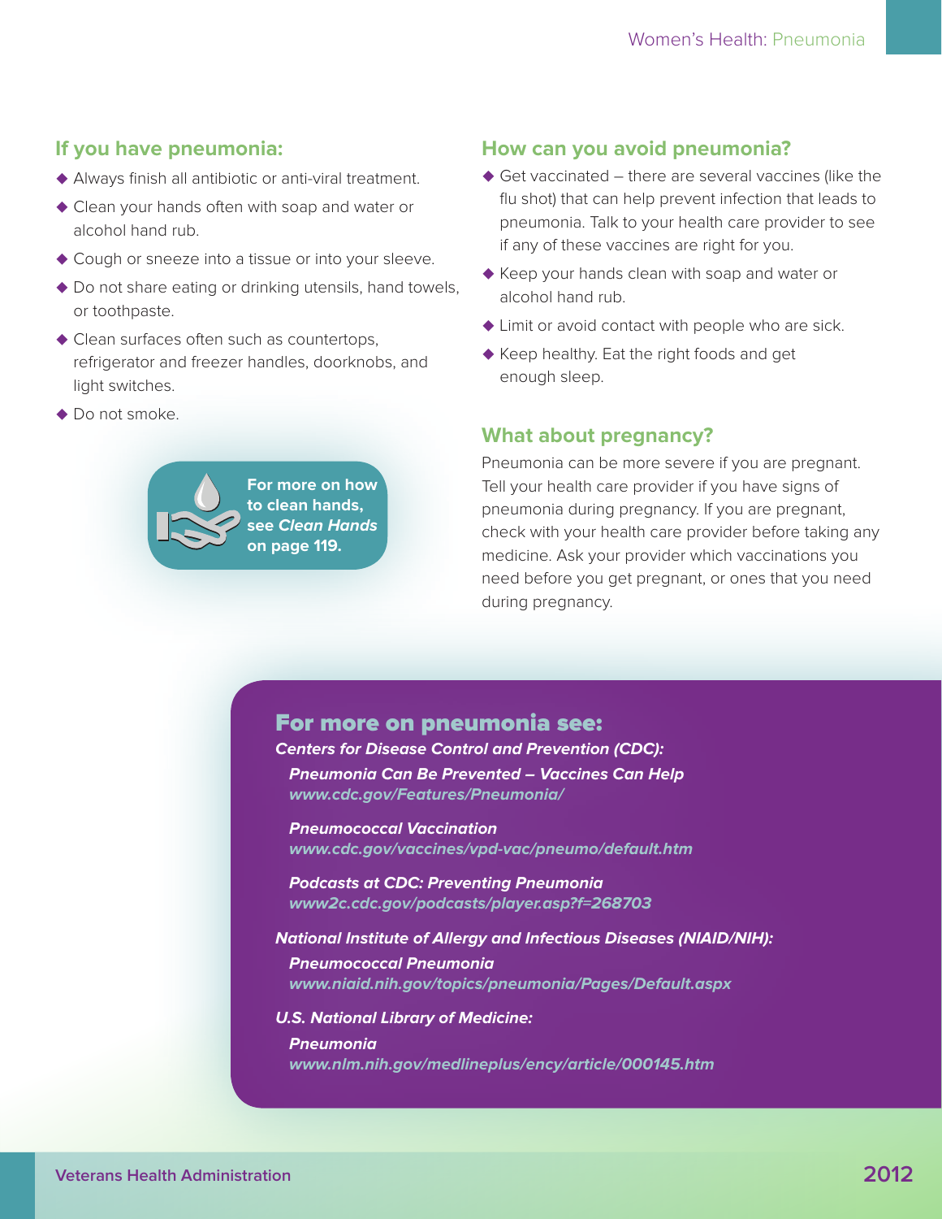## If you have pneumonia:

- Always finish all antibiotic or anti-viral treatment.
- Clean your hands often with soap and water or alcohol hand rub.
- Cough or sneeze into a tissue or into your sleeve.
- Do not share eating or drinking utensils, hand towels, or toothpaste.
- Clean surfaces often such as countertops, refrigerator and freezer handles, doorknobs, and light switches.
- Do not smoke.

**For more on how to clean hands, see *Clean Hands* on page 119.**

## How can you avoid pneumonia?

- Get vaccinated – there are several vaccines (like the flu shot) that can help prevent infection that leads to pneumonia. Talk to your health care provider to see if any of these vaccines are right for you.
- Keep your hands clean with soap and water or alcohol hand rub.
- Limit or avoid contact with people who are sick.
- Keep healthy. Eat the right foods and get enough sleep.

## What about pregnancy?

Pneumonia can be more severe if you are pregnant. Tell your health care provider if you have signs of pneumonia during pregnancy. If you are pregnant, check with your health care provider before taking any medicine. Ask your provider which vaccinations you need before you get pregnant, or ones that you need during pregnancy.

## For more on pneumonia see:

***Centers for Disease Control and Prevention (CDC):***

***Pneumonia Can Be Prevented – Vaccines Can Help***
*www.cdc.gov/Features/Pneumonia/*

***Pneumococcal Vaccination***
*www.cdc.gov/vaccines/vpd-vac/pneumo/default.htm*

***Podcasts at CDC: Preventing Pneumonia***
*www2c.cdc.gov/podcasts/player.asp?f=268703*

***National Institute of Allergy and Infectious Diseases (NIAID/NIH):***

***Pneumococcal Pneumonia***
*www.niaid.nih.gov/topics/pneumonia/Pages/Default.aspx*

***U.S. National Library of Medicine:***

***Pneumonia***
*www.nlm.nih.gov/medlineplus/ency/article/000145.htm*